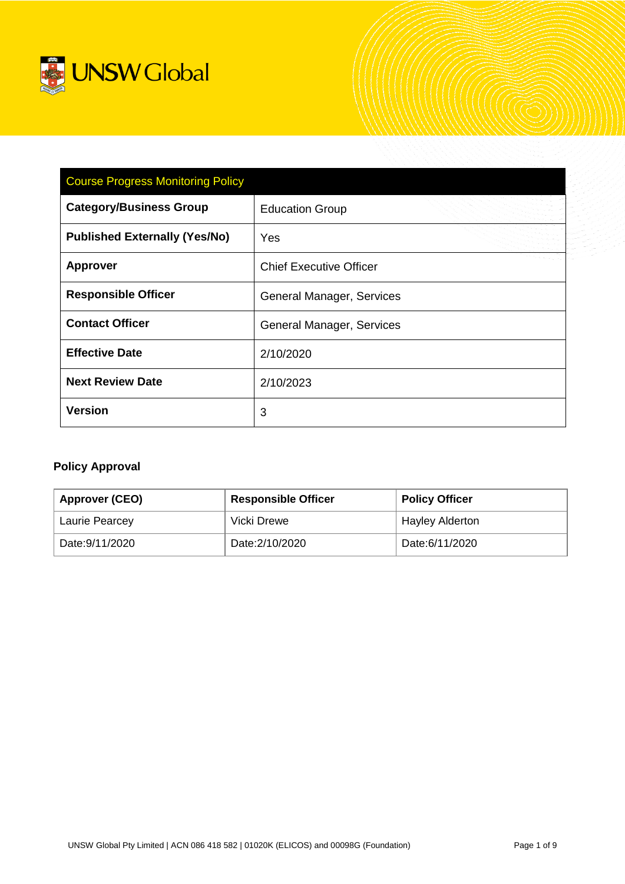UNSW Global

| Course Progress Monitoring Policy | |
|---|---|
| **Category/Business Group** | Education Group |
| **Published Externally (Yes/No)** | Yes |
| **Approver** | Chief Executive Officer |
| **Responsible Officer** | General Manager, Services |
| **Contact Officer** | General Manager, Services |
| **Effective Date** | 2/10/2020 |
| **Next Review Date** | 2/10/2023 |
| **Version** | 3 |

### Policy Approval

| Approver (CEO) | Responsible Officer | Policy Officer |
|---|---|---|
| Laurie Pearcey | Vicki Drewe | Hayley Alderton |
| Date:9/11/2020 | Date:2/10/2020 | Date:6/11/2020 |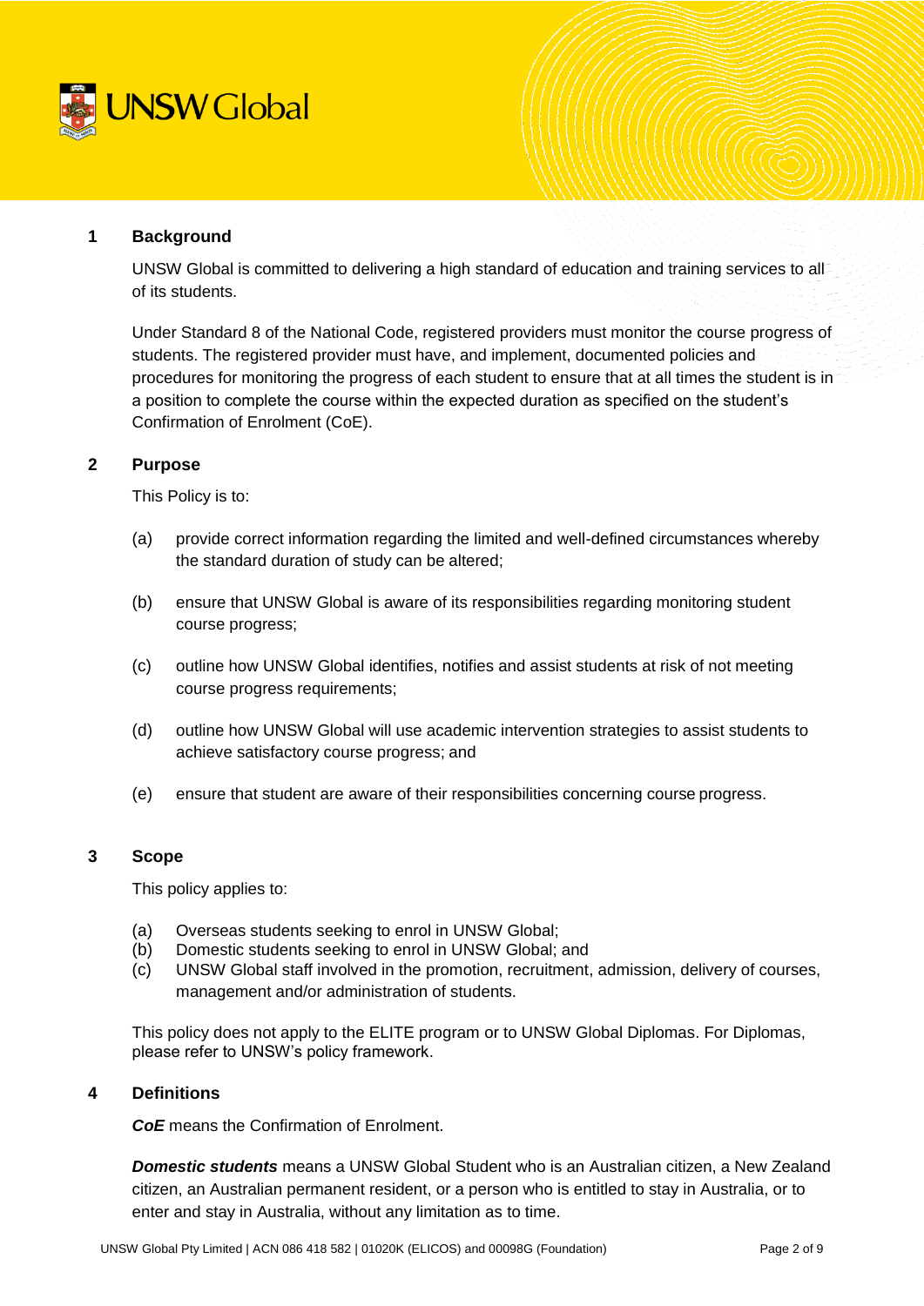## 1 Background

UNSW Global is committed to delivering a high standard of education and training services to all of its students.

Under Standard 8 of the National Code, registered providers must monitor the course progress of students. The registered provider must have, and implement, documented policies and procedures for monitoring the progress of each student to ensure that at all times the student is in a position to complete the course within the expected duration as specified on the student's Confirmation of Enrolment (CoE).

## 2 Purpose

This Policy is to:

(a) provide correct information regarding the limited and well-defined circumstances whereby the standard duration of study can be altered;

(b) ensure that UNSW Global is aware of its responsibilities regarding monitoring student course progress;

(c) outline how UNSW Global identifies, notifies and assist students at risk of not meeting course progress requirements;

(d) outline how UNSW Global will use academic intervention strategies to assist students to achieve satisfactory course progress; and

(e) ensure that student are aware of their responsibilities concerning course progress.

## 3 Scope

This policy applies to:

(a) Overseas students seeking to enrol in UNSW Global;
(b) Domestic students seeking to enrol in UNSW Global; and
(c) UNSW Global staff involved in the promotion, recruitment, admission, delivery of courses, management and/or administration of students.

This policy does not apply to the ELITE program or to UNSW Global Diplomas. For Diplomas, please refer to UNSW's policy framework.

## 4 Definitions

***CoE*** means the Confirmation of Enrolment.

***Domestic students*** means a UNSW Global Student who is an Australian citizen, a New Zealand citizen, an Australian permanent resident, or a person who is entitled to stay in Australia, or to enter and stay in Australia, without any limitation as to time.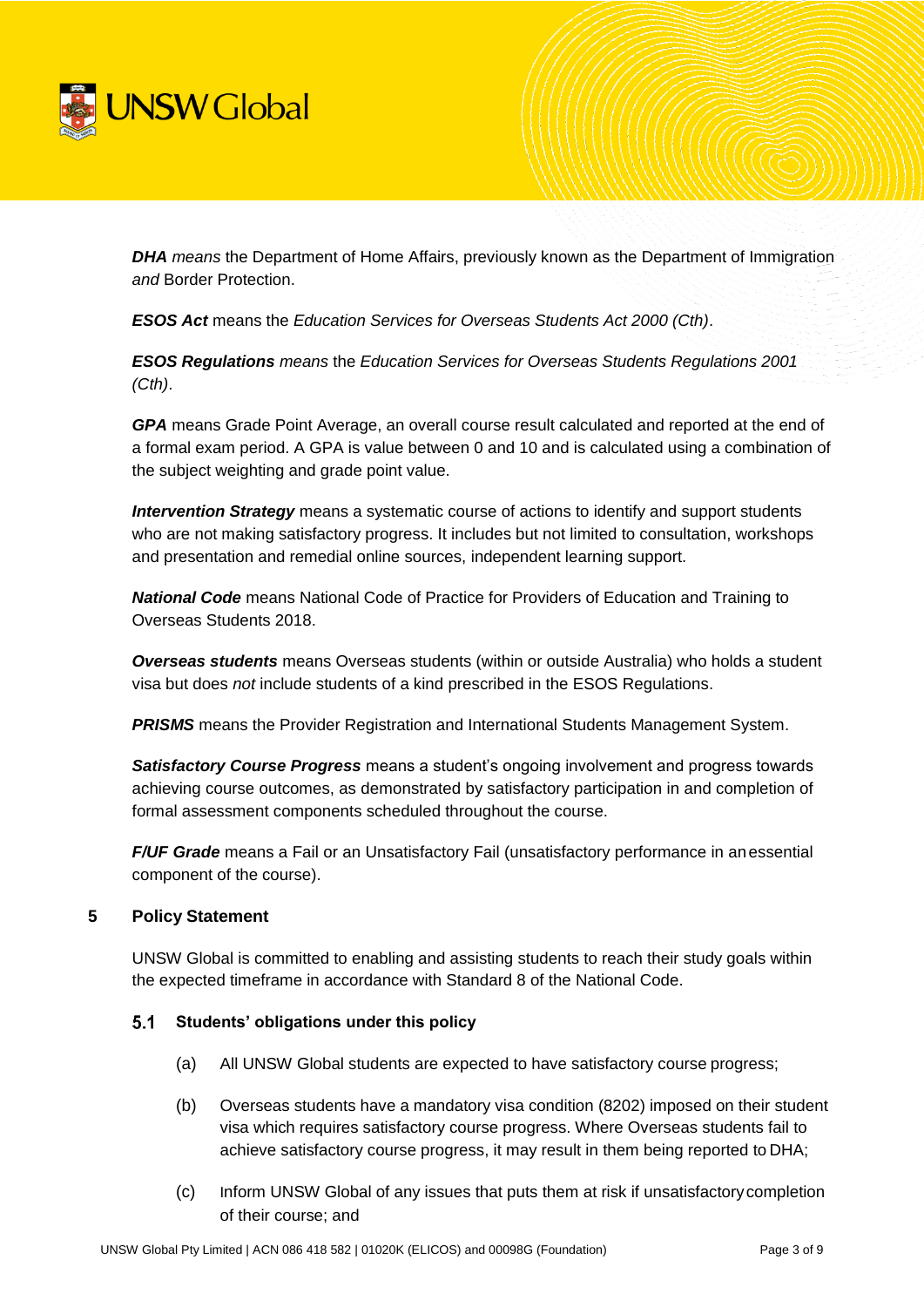***DHA*** *means* the Department of Home Affairs, previously known as the Department of Immigration *and* Border Protection.

***ESOS Act*** means the *Education Services for Overseas Students Act 2000 (Cth)*.

***ESOS Regulations*** *means* the *Education Services for Overseas Students Regulations 2001 (Cth)*.

***GPA*** means Grade Point Average, an overall course result calculated and reported at the end of a formal exam period. A GPA is value between 0 and 10 and is calculated using a combination of the subject weighting and grade point value.

***Intervention Strategy*** means a systematic course of actions to identify and support students who are not making satisfactory progress. It includes but not limited to consultation, workshops and presentation and remedial online sources, independent learning support.

***National Code*** means National Code of Practice for Providers of Education and Training to Overseas Students 2018.

***Overseas students*** means Overseas students (within or outside Australia) who holds a student visa but does *not* include students of a kind prescribed in the ESOS Regulations.

***PRISMS*** means the Provider Registration and International Students Management System.

***Satisfactory Course Progress*** means a student's ongoing involvement and progress towards achieving course outcomes, as demonstrated by satisfactory participation in and completion of formal assessment components scheduled throughout the course.

***F/UF Grade*** means a Fail or an Unsatisfactory Fail (unsatisfactory performance in an essential component of the course).

## 5 Policy Statement

UNSW Global is committed to enabling and assisting students to reach their study goals within the expected timeframe in accordance with Standard 8 of the National Code.

### 5.1 Students' obligations under this policy

(a) All UNSW Global students are expected to have satisfactory course progress;

(b) Overseas students have a mandatory visa condition (8202) imposed on their student visa which requires satisfactory course progress. Where Overseas students fail to achieve satisfactory course progress, it may result in them being reported to DHA;

(c) Inform UNSW Global of any issues that puts them at risk if unsatisfactory completion of their course; and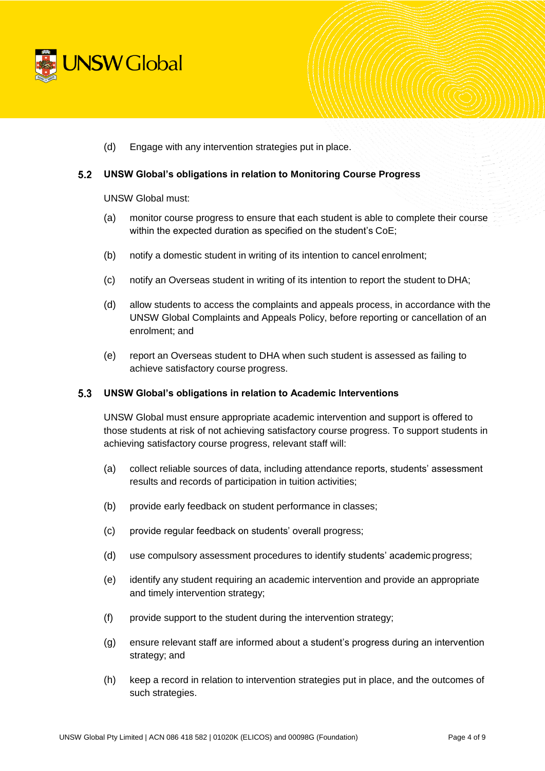(d) Engage with any intervention strategies put in place.

### 5.2 UNSW Global's obligations in relation to Monitoring Course Progress

UNSW Global must:

(a) monitor course progress to ensure that each student is able to complete their course within the expected duration as specified on the student's CoE;

(b) notify a domestic student in writing of its intention to cancel enrolment;

(c) notify an Overseas student in writing of its intention to report the student to DHA;

(d) allow students to access the complaints and appeals process, in accordance with the UNSW Global Complaints and Appeals Policy, before reporting or cancellation of an enrolment; and

(e) report an Overseas student to DHA when such student is assessed as failing to achieve satisfactory course progress.

### 5.3 UNSW Global's obligations in relation to Academic Interventions

UNSW Global must ensure appropriate academic intervention and support is offered to those students at risk of not achieving satisfactory course progress. To support students in achieving satisfactory course progress, relevant staff will:

(a) collect reliable sources of data, including attendance reports, students' assessment results and records of participation in tuition activities;

(b) provide early feedback on student performance in classes;

(c) provide regular feedback on students' overall progress;

(d) use compulsory assessment procedures to identify students' academic progress;

(e) identify any student requiring an academic intervention and provide an appropriate and timely intervention strategy;

(f) provide support to the student during the intervention strategy;

(g) ensure relevant staff are informed about a student's progress during an intervention strategy; and

(h) keep a record in relation to intervention strategies put in place, and the outcomes of such strategies.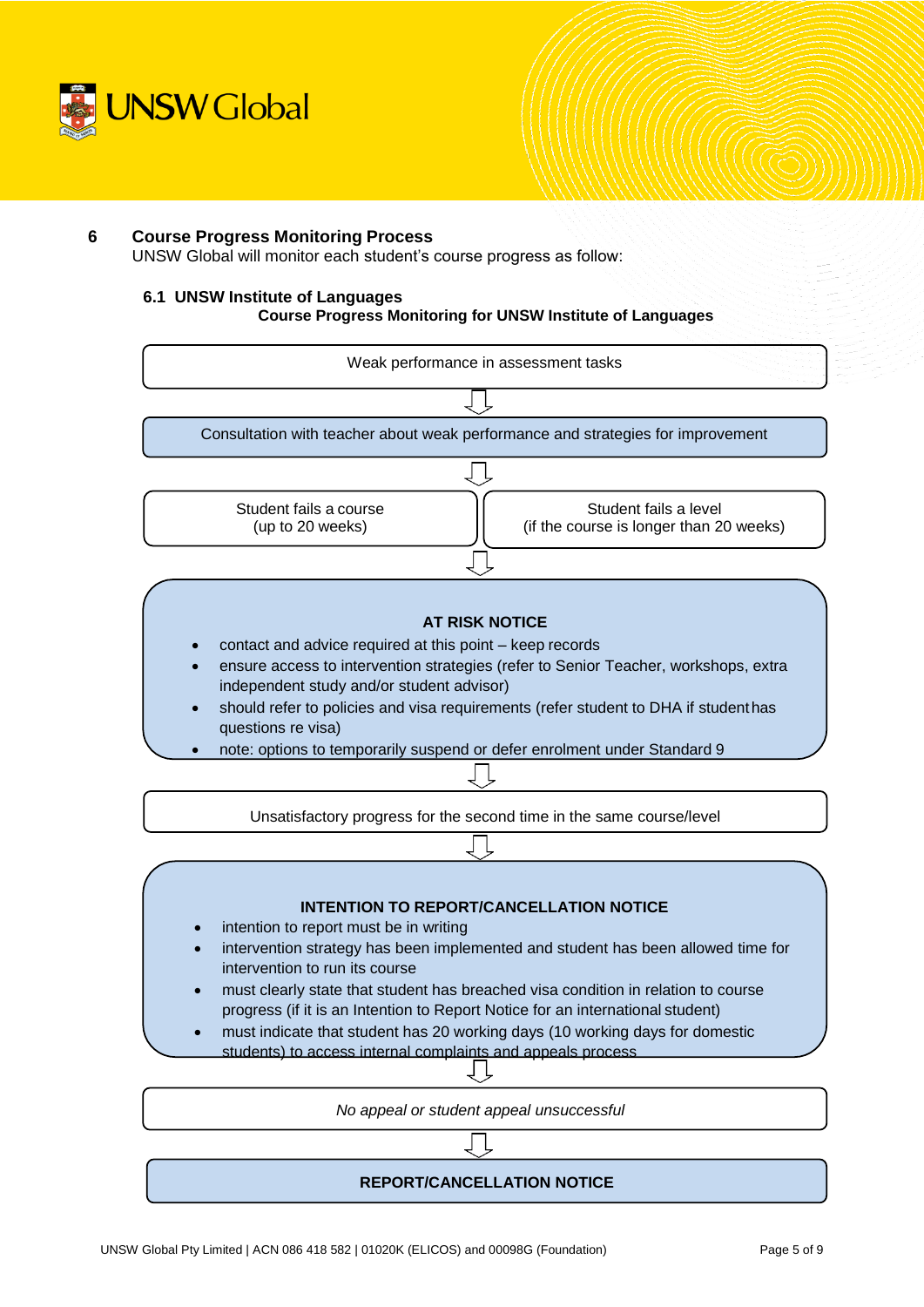## 6 Course Progress Monitoring Process

UNSW Global will monitor each student's course progress as follow:

### 6.1 UNSW Institute of Languages

**Course Progress Monitoring for UNSW Institute of Languages**

Weak performance in assessment tasks

↓

Consultation with teacher about weak performance and strategies for improvement

↓

| Student fails a course (up to 20 weeks) | Student fails a level (if the course is longer than 20 weeks) |
|---|---|

↓

**AT RISK NOTICE**

- contact and advice required at this point – keep records
- ensure access to intervention strategies (refer to Senior Teacher, workshops, extra independent study and/or student advisor)
- should refer to policies and visa requirements (refer student to DHA if student has questions re visa)
- note: options to temporarily suspend or defer enrolment under Standard 9

↓

Unsatisfactory progress for the second time in the same course/level

↓

**INTENTION TO REPORT/CANCELLATION NOTICE**

- intention to report must be in writing
- intervention strategy has been implemented and student has been allowed time for intervention to run its course
- must clearly state that student has breached visa condition in relation to course progress (if it is an Intention to Report Notice for an international student)
- must indicate that student has 20 working days (10 working days for domestic students) to access internal complaints and appeals process

↓

*No appeal or student appeal unsuccessful*

↓

**REPORT/CANCELLATION NOTICE**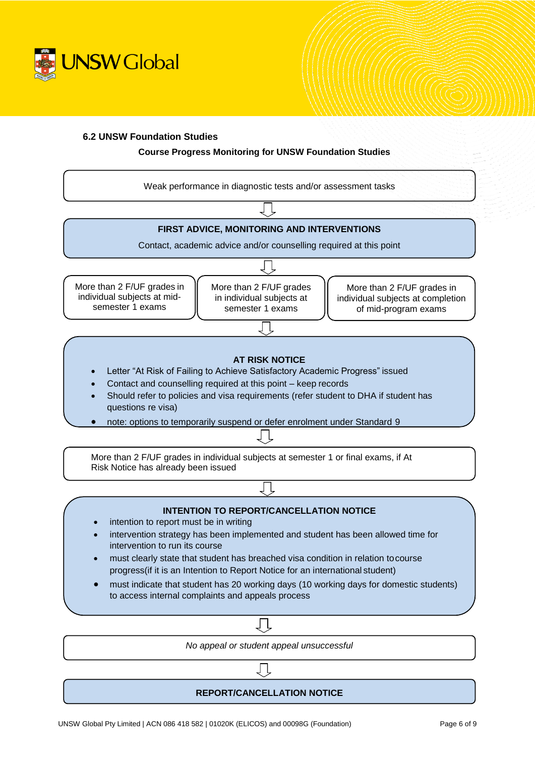### 6.2 UNSW Foundation Studies

**Course Progress Monitoring for UNSW Foundation Studies**

Weak performance in diagnostic tests and/or assessment tasks

⇩

**FIRST ADVICE, MONITORING AND INTERVENTIONS**

Contact, academic advice and/or counselling required at this point

⇩

- More than 2 F/UF grades in individual subjects at mid-semester 1 exams
- More than 2 F/UF grades in individual subjects at semester 1 exams
- More than 2 F/UF grades in individual subjects at completion of mid-program exams

⇩

**AT RISK NOTICE**

- Letter "At Risk of Failing to Achieve Satisfactory Academic Progress" issued
- Contact and counselling required at this point – keep records
- Should refer to policies and visa requirements (refer student to DHA if student has questions re visa)
- note: options to temporarily suspend or defer enrolment under Standard 9

⇩

More than 2 F/UF grades in individual subjects at semester 1 or final exams, if At Risk Notice has already been issued

⇩

**INTENTION TO REPORT/CANCELLATION NOTICE**

- intention to report must be in writing
- intervention strategy has been implemented and student has been allowed time for intervention to run its course
- must clearly state that student has breached visa condition in relation to course progress(if it is an Intention to Report Notice for an international student)
- must indicate that student has 20 working days (10 working days for domestic students) to access internal complaints and appeals process

⇩

*No appeal or student appeal unsuccessful*

⇩

**REPORT/CANCELLATION NOTICE**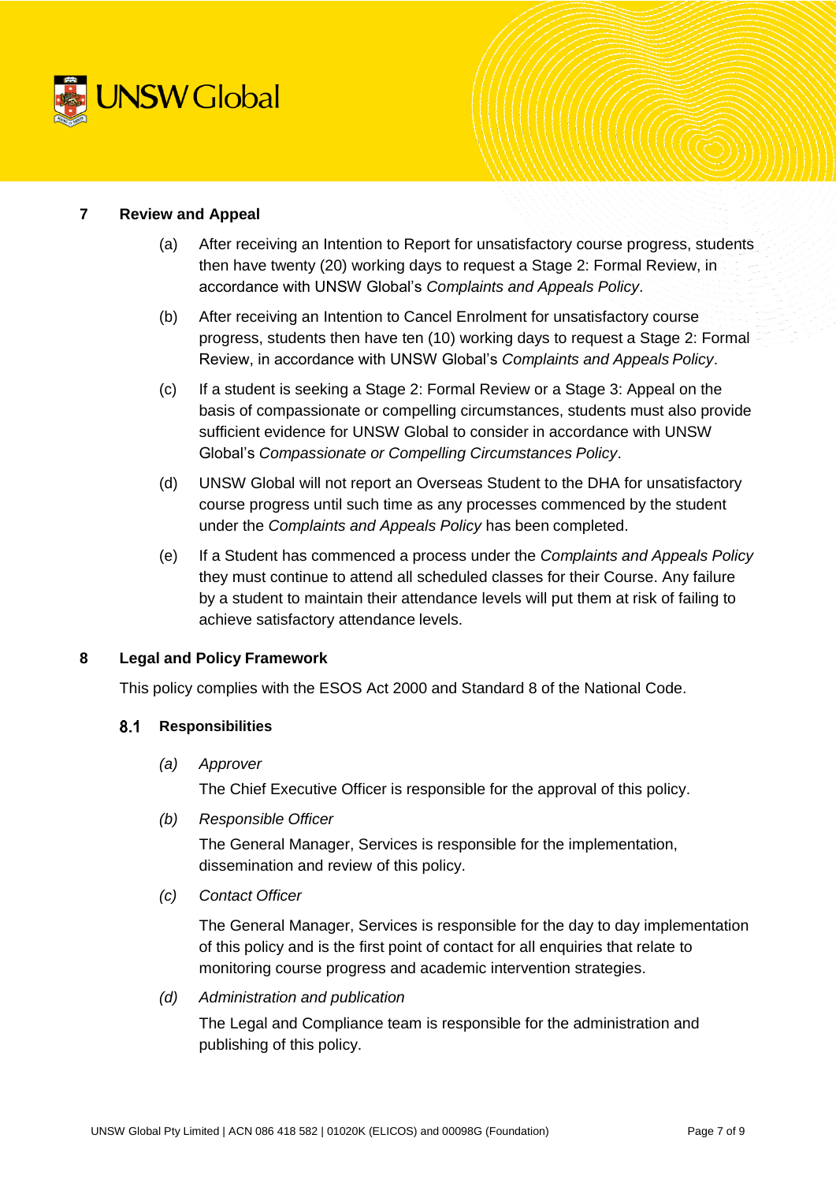## 7 Review and Appeal

(a) After receiving an Intention to Report for unsatisfactory course progress, students then have twenty (20) working days to request a Stage 2: Formal Review, in accordance with UNSW Global's *Complaints and Appeals Policy*.

(b) After receiving an Intention to Cancel Enrolment for unsatisfactory course progress, students then have ten (10) working days to request a Stage 2: Formal Review, in accordance with UNSW Global's *Complaints and Appeals Policy*.

(c) If a student is seeking a Stage 2: Formal Review or a Stage 3: Appeal on the basis of compassionate or compelling circumstances, students must also provide sufficient evidence for UNSW Global to consider in accordance with UNSW Global's *Compassionate or Compelling Circumstances Policy*.

(d) UNSW Global will not report an Overseas Student to the DHA for unsatisfactory course progress until such time as any processes commenced by the student under the *Complaints and Appeals Policy* has been completed.

(e) If a Student has commenced a process under the *Complaints and Appeals Policy* they must continue to attend all scheduled classes for their Course. Any failure by a student to maintain their attendance levels will put them at risk of failing to achieve satisfactory attendance levels.

## 8 Legal and Policy Framework

This policy complies with the ESOS Act 2000 and Standard 8 of the National Code.

### 8.1 Responsibilities

*(a) Approver*

The Chief Executive Officer is responsible for the approval of this policy.

*(b) Responsible Officer*

The General Manager, Services is responsible for the implementation, dissemination and review of this policy.

*(c) Contact Officer*

The General Manager, Services is responsible for the day to day implementation of this policy and is the first point of contact for all enquiries that relate to monitoring course progress and academic intervention strategies.

*(d) Administration and publication*

The Legal and Compliance team is responsible for the administration and publishing of this policy.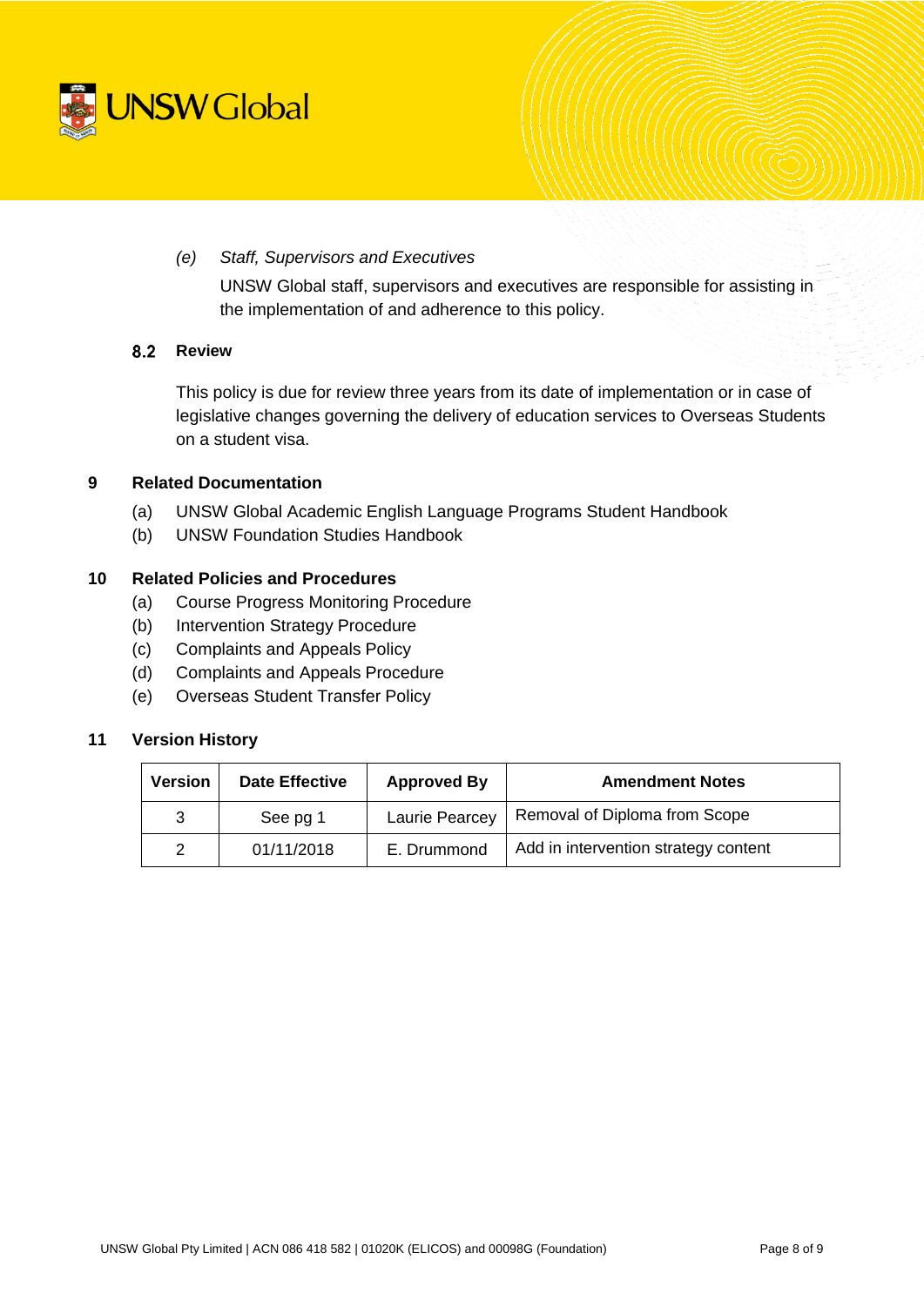(e) *Staff, Supervisors and Executives*

UNSW Global staff, supervisors and executives are responsible for assisting in the implementation of and adherence to this policy.

### 8.2 Review

This policy is due for review three years from its date of implementation or in case of legislative changes governing the delivery of education services to Overseas Students on a student visa.

## 9 Related Documentation

(a) UNSW Global Academic English Language Programs Student Handbook
(b) UNSW Foundation Studies Handbook

## 10 Related Policies and Procedures

(a) Course Progress Monitoring Procedure
(b) Intervention Strategy Procedure
(c) Complaints and Appeals Policy
(d) Complaints and Appeals Procedure
(e) Overseas Student Transfer Policy

## 11 Version History

| Version | Date Effective | Approved By | Amendment Notes |
| --- | --- | --- | --- |
| 3 | See pg 1 | Laurie Pearcey | Removal of Diploma from Scope |
| 2 | 01/11/2018 | E. Drummond | Add in intervention strategy content |